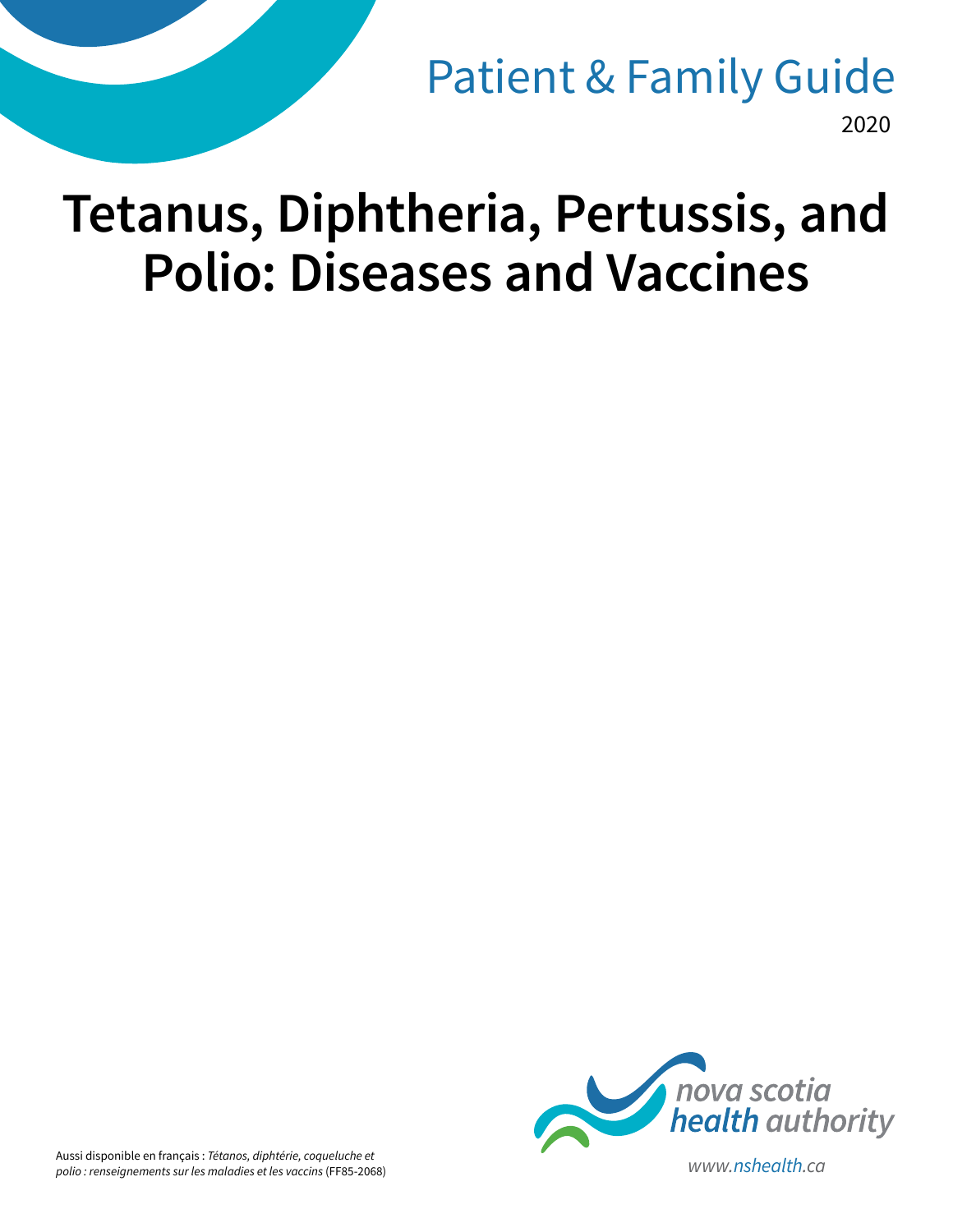Patient & Family Guide

2020

# Tetanus, Diphtheria, Pertussis, and Polio: Diseases and Vaccines

Aussi disponible en français : *Tétanos, diphtérie, coqueluche et polio : renseignements sur les maladies et les vaccins* (FF85-2068)

nova scotia health authority

www.nshealth.ca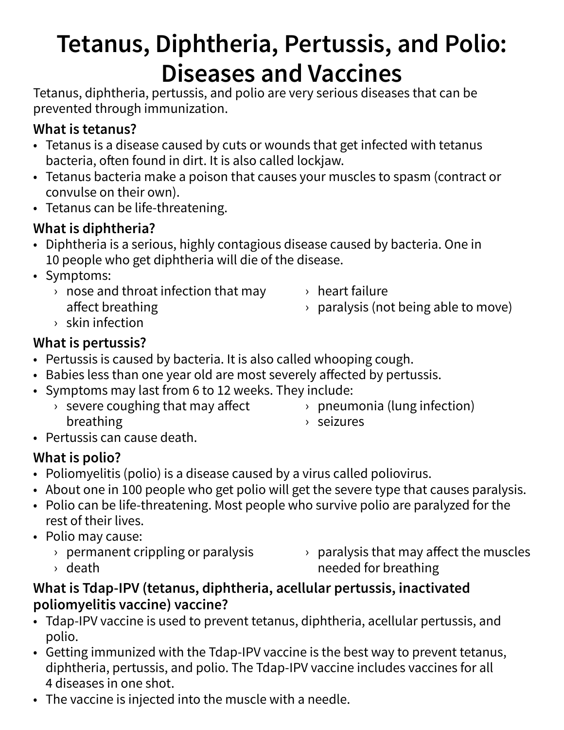# Tetanus, Diphtheria, Pertussis, and Polio: Diseases and Vaccines

Tetanus, diphtheria, pertussis, and polio are very serious diseases that can be prevented through immunization.

### What is tetanus?

- Tetanus is a disease caused by cuts or wounds that get infected with tetanus bacteria, often found in dirt. It is also called lockjaw.
- Tetanus bacteria make a poison that causes your muscles to spasm (contract or convulse on their own).
- Tetanus can be life-threatening.

### What is diphtheria?

- Diphtheria is a serious, highly contagious disease caused by bacteria. One in 10 people who get diphtheria will die of the disease.
- Symptoms:
  - nose and throat infection that may affect breathing
  - skin infection
  - heart failure
  - paralysis (not being able to move)

### What is pertussis?

- Pertussis is caused by bacteria. It is also called whooping cough.
- Babies less than one year old are most severely affected by pertussis.
- Symptoms may last from 6 to 12 weeks. They include:
  - severe coughing that may affect breathing
  - pneumonia (lung infection)
  - seizures
- Pertussis can cause death.

### What is polio?

- Poliomyelitis (polio) is a disease caused by a virus called poliovirus.
- About one in 100 people who get polio will get the severe type that causes paralysis.
- Polio can be life-threatening. Most people who survive polio are paralyzed for the rest of their lives.
- Polio may cause:
  - permanent crippling or paralysis
  - death
  - paralysis that may affect the muscles needed for breathing

### What is Tdap-IPV (tetanus, diphtheria, acellular pertussis, inactivated poliomyelitis vaccine) vaccine?

- Tdap-IPV vaccine is used to prevent tetanus, diphtheria, acellular pertussis, and polio.
- Getting immunized with the Tdap-IPV vaccine is the best way to prevent tetanus, diphtheria, pertussis, and polio. The Tdap-IPV vaccine includes vaccines for all 4 diseases in one shot.
- The vaccine is injected into the muscle with a needle.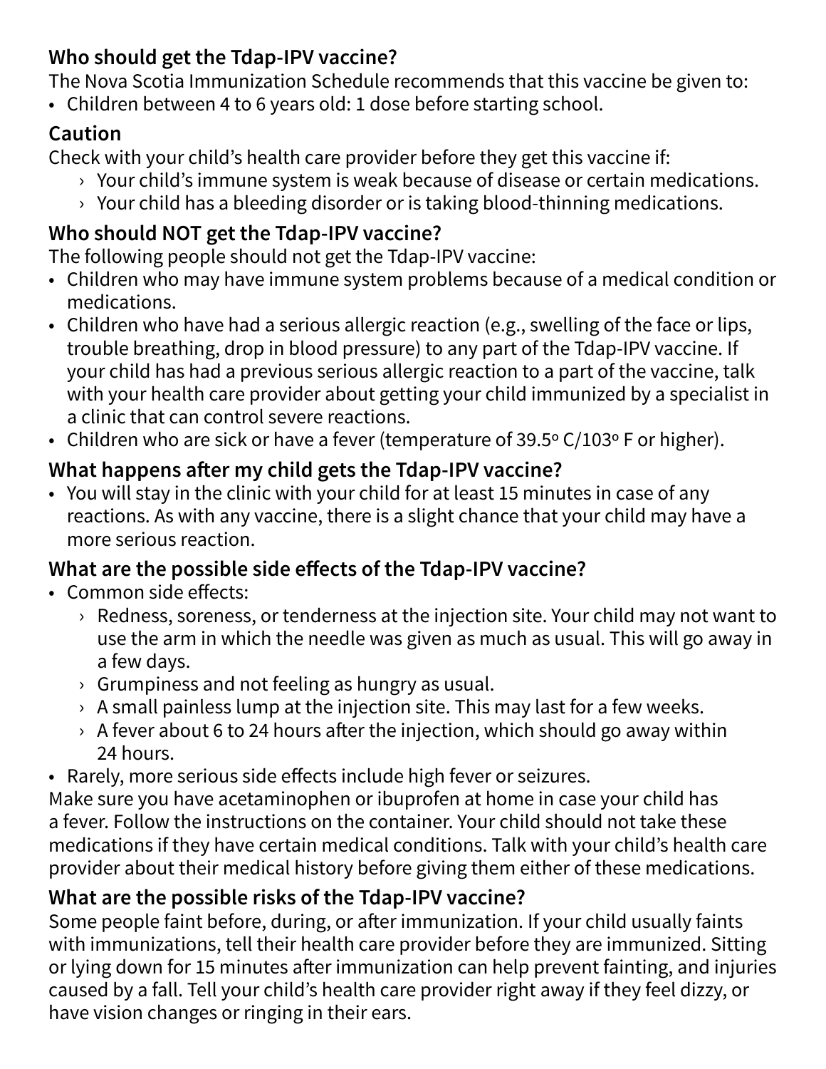## Who should get the Tdap-IPV vaccine?

The Nova Scotia Immunization Schedule recommends that this vaccine be given to:

- Children between 4 to 6 years old: 1 dose before starting school.

### Caution

Check with your child's health care provider before they get this vaccine if:

- Your child's immune system is weak because of disease or certain medications.
- Your child has a bleeding disorder or is taking blood-thinning medications.

## Who should NOT get the Tdap-IPV vaccine?

The following people should not get the Tdap-IPV vaccine:

- Children who may have immune system problems because of a medical condition or medications.
- Children who have had a serious allergic reaction (e.g., swelling of the face or lips, trouble breathing, drop in blood pressure) to any part of the Tdap-IPV vaccine. If your child has had a previous serious allergic reaction to a part of the vaccine, talk with your health care provider about getting your child immunized by a specialist in a clinic that can control severe reactions.
- Children who are sick or have a fever (temperature of 39.5º C/103º F or higher).

## What happens after my child gets the Tdap-IPV vaccine?

- You will stay in the clinic with your child for at least 15 minutes in case of any reactions. As with any vaccine, there is a slight chance that your child may have a more serious reaction.

## What are the possible side effects of the Tdap-IPV vaccine?

- Common side effects:
  - Redness, soreness, or tenderness at the injection site. Your child may not want to use the arm in which the needle was given as much as usual. This will go away in a few days.
  - Grumpiness and not feeling as hungry as usual.
  - A small painless lump at the injection site. This may last for a few weeks.
  - A fever about 6 to 24 hours after the injection, which should go away within 24 hours.
- Rarely, more serious side effects include high fever or seizures.

Make sure you have acetaminophen or ibuprofen at home in case your child has a fever. Follow the instructions on the container. Your child should not take these medications if they have certain medical conditions. Talk with your child's health care provider about their medical history before giving them either of these medications.

## What are the possible risks of the Tdap-IPV vaccine?

Some people faint before, during, or after immunization. If your child usually faints with immunizations, tell their health care provider before they are immunized. Sitting or lying down for 15 minutes after immunization can help prevent fainting, and injuries caused by a fall. Tell your child's health care provider right away if they feel dizzy, or have vision changes or ringing in their ears.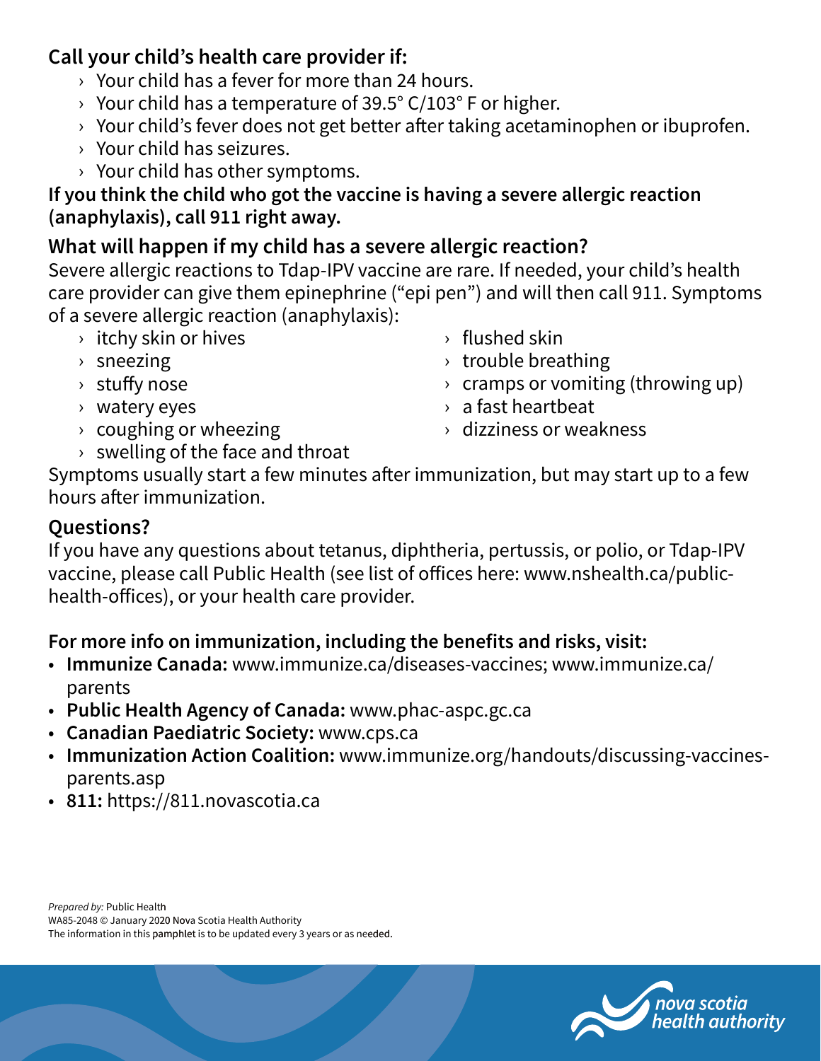**Call your child's health care provider if:**

- Your child has a fever for more than 24 hours.
- Your child has a temperature of 39.5° C/103° F or higher.
- Your child's fever does not get better after taking acetaminophen or ibuprofen.
- Your child has seizures.
- Your child has other symptoms.

**If you think the child who got the vaccine is having a severe allergic reaction (anaphylaxis), call 911 right away.**

## What will happen if my child has a severe allergic reaction?

Severe allergic reactions to Tdap-IPV vaccine are rare. If needed, your child's health care provider can give them epinephrine ("epi pen") and will then call 911. Symptoms of a severe allergic reaction (anaphylaxis):

- itchy skin or hives
- sneezing
- stuffy nose
- watery eyes
- coughing or wheezing
- swelling of the face and throat
- flushed skin
- trouble breathing
- cramps or vomiting (throwing up)
- a fast heartbeat
- dizziness or weakness

Symptoms usually start a few minutes after immunization, but may start up to a few hours after immunization.

## Questions?

If you have any questions about tetanus, diphtheria, pertussis, or polio, or Tdap-IPV vaccine, please call Public Health (see list of offices here: www.nshealth.ca/public-health-offices), or your health care provider.

**For more info on immunization, including the benefits and risks, visit:**

- **Immunize Canada:** www.immunize.ca/diseases-vaccines; www.immunize.ca/parents
- **Public Health Agency of Canada:** www.phac-aspc.gc.ca
- **Canadian Paediatric Society:** www.cps.ca
- **Immunization Action Coalition:** www.immunize.org/handouts/discussing-vaccines-parents.asp
- **811:** https://811.novascotia.ca

*Prepared by:* Public Health
WA85-2048 © January 2020 Nova Scotia Health Authority
The information in this pamphlet is to be updated every 3 years or as needed.

nova scotia health authority